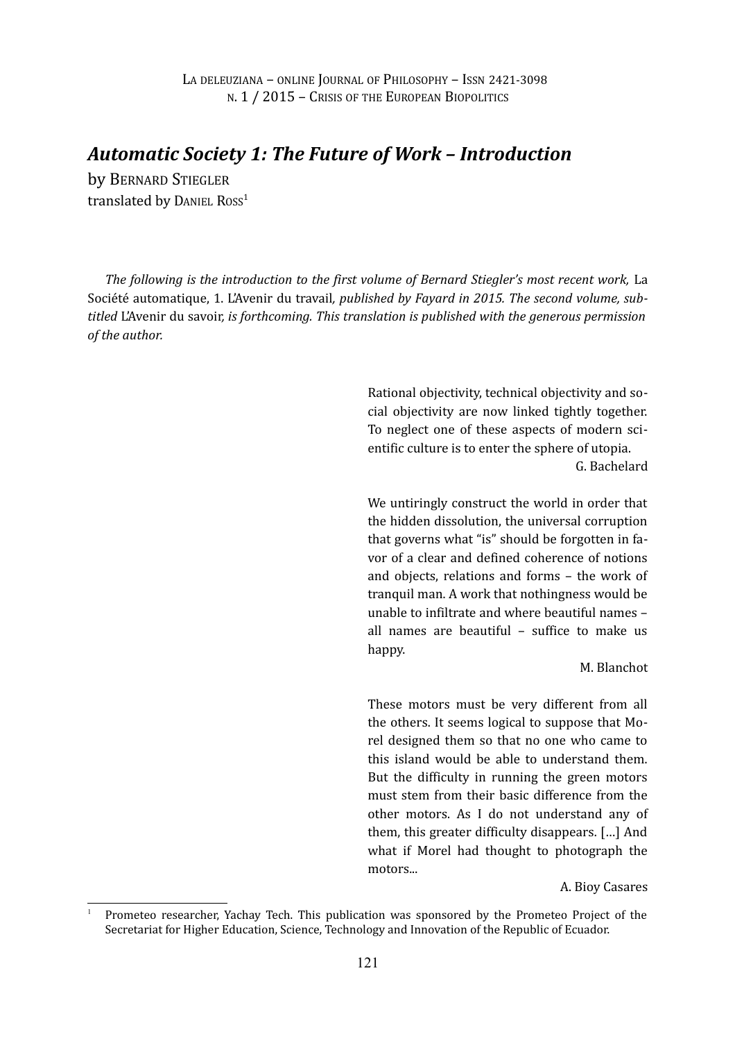# *Automatic Society 1: The Future of Work – Introduction*

by Bernard Stiegler

translated by Daniel Ross[1]

*The following is the introduction to the first volume of Bernard Stiegler's most recent work,* La Société automatique, 1. L'Avenir du travail*, published by Fayard in 2015. The second volume, subtitled* L'Avenir du savoir*, is forthcoming. This translation is published with the generous permission of the author.*

> Rational objectivity, technical objectivity and social objectivity are now linked tightly together. To neglect one of these aspects of modern scientific culture is to enter the sphere of utopia.
>
> G. Bachelard

> We untiringly construct the world in order that the hidden dissolution, the universal corruption that governs what "is" should be forgotten in favor of a clear and defined coherence of notions and objects, relations and forms – the work of tranquil man. A work that nothingness would be unable to infiltrate and where beautiful names – all names are beautiful – suffice to make us happy.
>
> M. Blanchot

> These motors must be very different from all the others. It seems logical to suppose that Morel designed them so that no one who came to this island would be able to understand them. But the difficulty in running the green motors must stem from their basic difference from the other motors. As I do not understand any of them, this greater difficulty disappears. […] And what if Morel had thought to photograph the motors...
>
> A. Bioy Casares

[1] Prometeo researcher, Yachay Tech. This publication was sponsored by the Prometeo Project of the Secretariat for Higher Education, Science, Technology and Innovation of the Republic of Ecuador.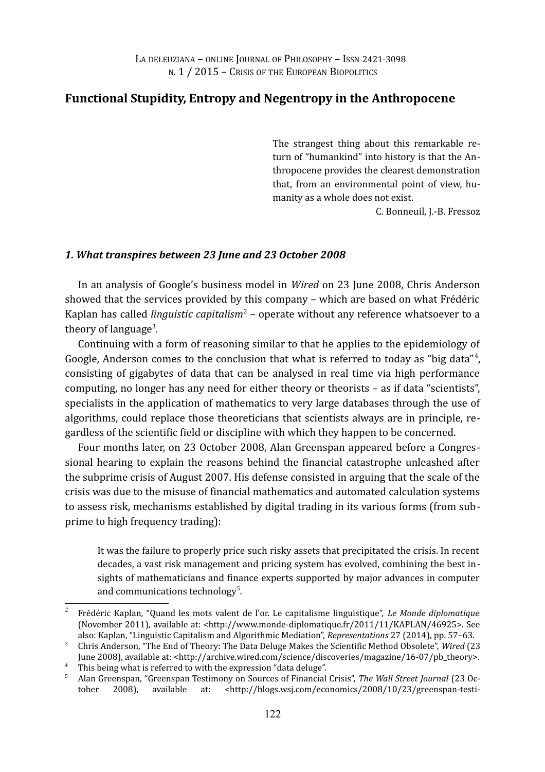## Functional Stupidity, Entropy and Negentropy in the Anthropocene

> The strangest thing about this remarkable return of "humankind" into history is that the Anthropocene provides the clearest demonstration that, from an environmental point of view, humanity as a whole does not exist.
>
> C. Bonneuil, J.-B. Fressoz

### *1. What transpires between 23 June and 23 October 2008*

In an analysis of Google's business model in *Wired* on 23 June 2008, Chris Anderson showed that the services provided by this company – which are based on what Frédéric Kaplan has called *linguistic capitalism*[2] – operate without any reference whatsoever to a theory of language[3].

Continuing with a form of reasoning similar to that he applies to the epidemiology of Google, Anderson comes to the conclusion that what is referred to today as "big data"[4], consisting of gigabytes of data that can be analysed in real time via high performance computing, no longer has any need for either theory or theorists – as if data "scientists", specialists in the application of mathematics to very large databases through the use of algorithms, could replace those theoreticians that scientists always are in principle, regardless of the scientific field or discipline with which they happen to be concerned.

Four months later, on 23 October 2008, Alan Greenspan appeared before a Congressional hearing to explain the reasons behind the financial catastrophe unleashed after the subprime crisis of August 2007. His defense consisted in arguing that the scale of the crisis was due to the misuse of financial mathematics and automated calculation systems to assess risk, mechanisms established by digital trading in its various forms (from subprime to high frequency trading):

> It was the failure to properly price such risky assets that precipitated the crisis. In recent decades, a vast risk management and pricing system has evolved, combining the best insights of mathematicians and finance experts supported by major advances in computer and communications technology[5].

---

[2] Frédéric Kaplan, "Quand les mots valent de l'or. Le capitalisme linguistique", *Le Monde diplomatique* (November 2011), available at: <http://www.monde-diplomatique.fr/2011/11/KAPLAN/46925>. See also: Kaplan, "Linguistic Capitalism and Algorithmic Mediation", *Representations* 27 (2014), pp. 57–63.

[3] Chris Anderson, "The End of Theory: The Data Deluge Makes the Scientific Method Obsolete", *Wired* (23 June 2008), available at: <http://archive.wired.com/science/discoveries/magazine/16-07/pb_theory>.

[4] This being what is referred to with the expression "data deluge".

[5] Alan Greenspan, "Greenspan Testimony on Sources of Financial Crisis", *The Wall Street Journal* (23 October 2008), available at: <http://blogs.wsj.com/economics/2008/10/23/greenspan-testi-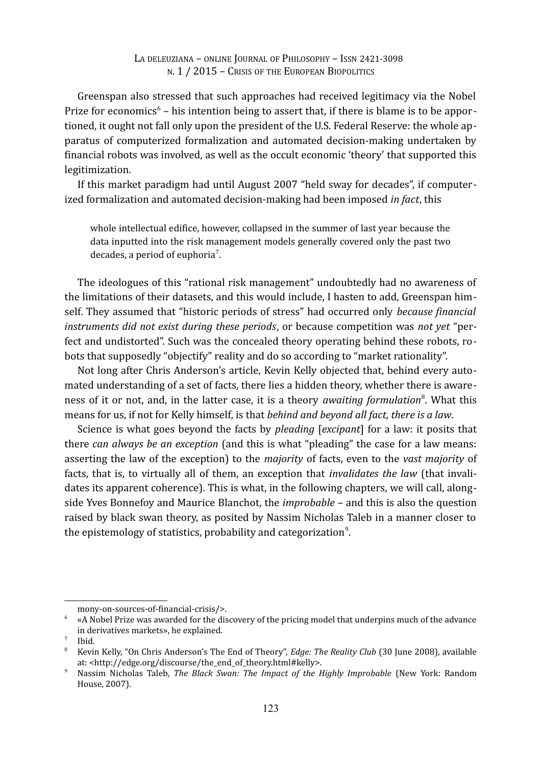Greenspan also stressed that such approaches had received legitimacy via the Nobel Prize for economics[6] – his intention being to assert that, if there is blame is to be apportioned, it ought not fall only upon the president of the U.S. Federal Reserve: the whole apparatus of computerized formalization and automated decision-making undertaken by financial robots was involved, as well as the occult economic 'theory' that supported this legitimization.

If this market paradigm had until August 2007 "held sway for decades", if computerized formalization and automated decision-making had been imposed *in fact*, this

> whole intellectual edifice, however, collapsed in the summer of last year because the data inputted into the risk management models generally covered only the past two decades, a period of euphoria[7].

The ideologues of this "rational risk management" undoubtedly had no awareness of the limitations of their datasets, and this would include, I hasten to add, Greenspan himself. They assumed that "historic periods of stress" had occurred only *because financial instruments did not exist during these periods*, or because competition was *not yet* "perfect and undistorted". Such was the concealed theory operating behind these robots, robots that supposedly "objectify" reality and do so according to "market rationality".

Not long after Chris Anderson's article, Kevin Kelly objected that, behind every automated understanding of a set of facts, there lies a hidden theory, whether there is awareness of it or not, and, in the latter case, it is a theory *awaiting formulation*[8]. What this means for us, if not for Kelly himself, is that *behind and beyond all fact, there is a law*.

Science is what goes beyond the facts by *pleading* [*excipant*] for a law: it posits that there *can always be an exception* (and this is what "pleading" the case for a law means: asserting the law of the exception) to the *majority* of facts, even to the *vast majority* of facts, that is, to virtually all of them, an exception that *invalidates the law* (that invalidates its apparent coherence). This is what, in the following chapters, we will call, alongside Yves Bonnefoy and Maurice Blanchot, the *improbable* – and this is also the question raised by black swan theory, as posited by Nassim Nicholas Taleb in a manner closer to the epistemology of statistics, probability and categorization[9].

---

mony-on-sources-of-financial-crisis/>.

[6] «A Nobel Prize was awarded for the discovery of the pricing model that underpins much of the advance in derivatives markets», he explained.

[7] Ibid.

[8] Kevin Kelly, "On Chris Anderson's The End of Theory", *Edge: The Reality Club* (30 June 2008), available at: <http://edge.org/discourse/the_end_of_theory.html#kelly>.

[9] Nassim Nicholas Taleb, *The Black Swan: The Impact of the Highly Improbable* (New York: Random House, 2007).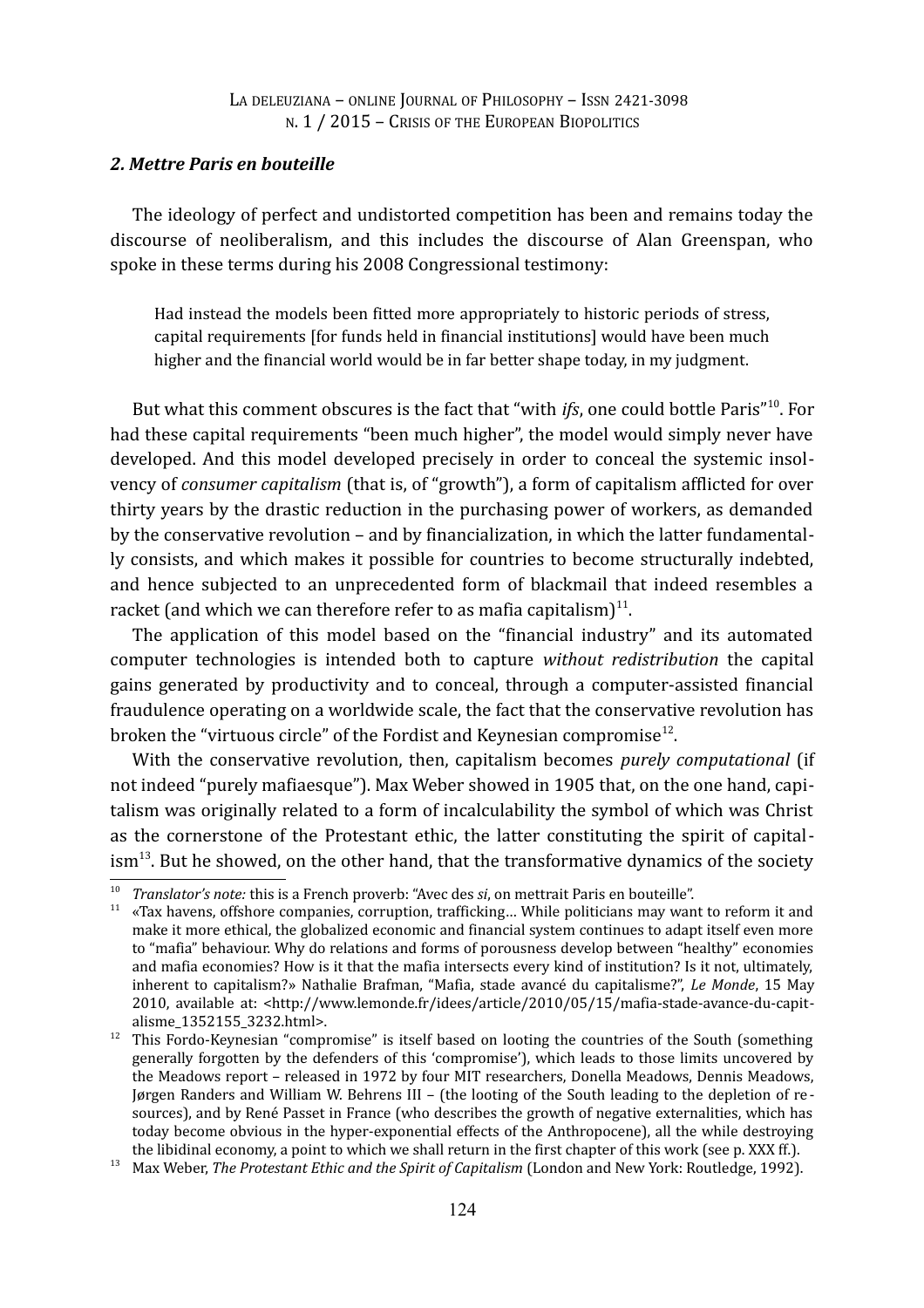### *2. Mettre Paris en bouteille*

The ideology of perfect and undistorted competition has been and remains today the discourse of neoliberalism, and this includes the discourse of Alan Greenspan, who spoke in these terms during his 2008 Congressional testimony:

> Had instead the models been fitted more appropriately to historic periods of stress, capital requirements [for funds held in financial institutions] would have been much higher and the financial world would be in far better shape today, in my judgment.

But what this comment obscures is the fact that "with *ifs*, one could bottle Paris"[10]. For had these capital requirements "been much higher", the model would simply never have developed. And this model developed precisely in order to conceal the systemic insolvency of *consumer capitalism* (that is, of "growth"), a form of capitalism afflicted for over thirty years by the drastic reduction in the purchasing power of workers, as demanded by the conservative revolution – and by financialization, in which the latter fundamentally consists, and which makes it possible for countries to become structurally indebted, and hence subjected to an unprecedented form of blackmail that indeed resembles a racket (and which we can therefore refer to as mafia capitalism)[11].

The application of this model based on the "financial industry" and its automated computer technologies is intended both to capture *without redistribution* the capital gains generated by productivity and to conceal, through a computer-assisted financial fraudulence operating on a worldwide scale, the fact that the conservative revolution has broken the "virtuous circle" of the Fordist and Keynesian compromise[12].

With the conservative revolution, then, capitalism becomes *purely computational* (if not indeed "purely mafiaesque"). Max Weber showed in 1905 that, on the one hand, capitalism was originally related to a form of incalculability the symbol of which was Christ as the cornerstone of the Protestant ethic, the latter constituting the spirit of capitalism[13]. But he showed, on the other hand, that the transformative dynamics of the society

---

[10] *Translator's note:* this is a French proverb: "Avec des *si*, on mettrait Paris en bouteille".

[11] «Tax havens, offshore companies, corruption, trafficking… While politicians may want to reform it and make it more ethical, the globalized economic and financial system continues to adapt itself even more to "mafia" behaviour. Why do relations and forms of porousness develop between "healthy" economies and mafia economies? How is it that the mafia intersects every kind of institution? Is it not, ultimately, inherent to capitalism?» Nathalie Brafman, "Mafia, stade avancé du capitalisme?", *Le Monde*, 15 May 2010, available at: <http://www.lemonde.fr/idees/article/2010/05/15/mafia-stade-avance-du-capitalisme_1352155_3232.html>.

[12] This Fordo-Keynesian "compromise" is itself based on looting the countries of the South (something generally forgotten by the defenders of this 'compromise'), which leads to those limits uncovered by the Meadows report – released in 1972 by four MIT researchers, Donella Meadows, Dennis Meadows, Jørgen Randers and William W. Behrens III – (the looting of the South leading to the depletion of resources), and by René Passet in France (who describes the growth of negative externalities, which has today become obvious in the hyper-exponential effects of the Anthropocene), all the while destroying the libidinal economy, a point to which we shall return in the first chapter of this work (see p. XXX ff.).

[13] Max Weber, *The Protestant Ethic and the Spirit of Capitalism* (London and New York: Routledge, 1992).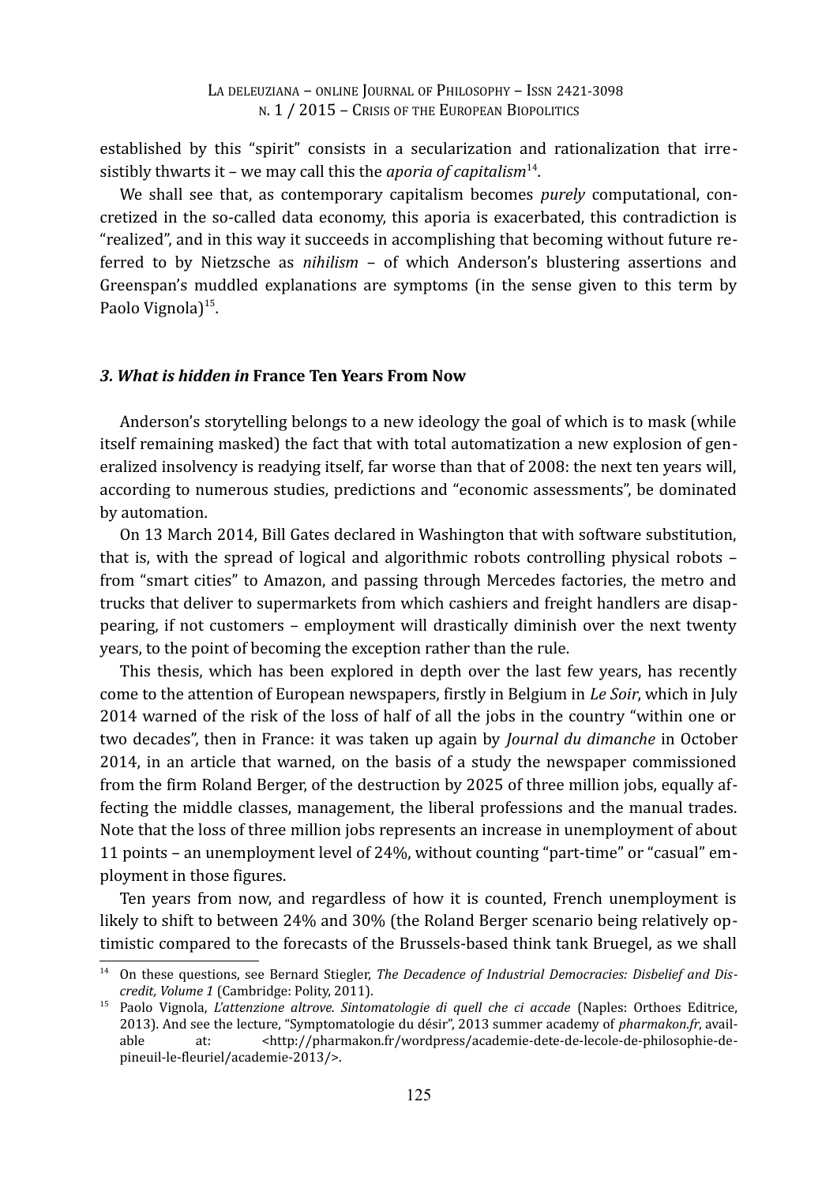established by this "spirit" consists in a secularization and rationalization that irresistibly thwarts it – we may call this the *aporia of capitalism*[14].

We shall see that, as contemporary capitalism becomes *purely* computational, concretized in the so-called data economy, this aporia is exacerbated, this contradiction is "realized", and in this way it succeeds in accomplishing that becoming without future referred to by Nietzsche as *nihilism* – of which Anderson's blustering assertions and Greenspan's muddled explanations are symptoms (in the sense given to this term by Paolo Vignola)[15].

### *3. What is hidden in* **France Ten Years From Now**

Anderson's storytelling belongs to a new ideology the goal of which is to mask (while itself remaining masked) the fact that with total automatization a new explosion of generalized insolvency is readying itself, far worse than that of 2008: the next ten years will, according to numerous studies, predictions and "economic assessments", be dominated by automation.

On 13 March 2014, Bill Gates declared in Washington that with software substitution, that is, with the spread of logical and algorithmic robots controlling physical robots – from "smart cities" to Amazon, and passing through Mercedes factories, the metro and trucks that deliver to supermarkets from which cashiers and freight handlers are disappearing, if not customers – employment will drastically diminish over the next twenty years, to the point of becoming the exception rather than the rule.

This thesis, which has been explored in depth over the last few years, has recently come to the attention of European newspapers, firstly in Belgium in *Le Soir*, which in July 2014 warned of the risk of the loss of half of all the jobs in the country "within one or two decades", then in France: it was taken up again by *Journal du dimanche* in October 2014, in an article that warned, on the basis of a study the newspaper commissioned from the firm Roland Berger, of the destruction by 2025 of three million jobs, equally affecting the middle classes, management, the liberal professions and the manual trades. Note that the loss of three million jobs represents an increase in unemployment of about 11 points – an unemployment level of 24%, without counting "part-time" or "casual" employment in those figures.

Ten years from now, and regardless of how it is counted, French unemployment is likely to shift to between 24% and 30% (the Roland Berger scenario being relatively optimistic compared to the forecasts of the Brussels-based think tank Bruegel, as we shall

---

[14] On these questions, see Bernard Stiegler, *The Decadence of Industrial Democracies: Disbelief and Discredit, Volume 1* (Cambridge: Polity, 2011).

[15] Paolo Vignola, *L'attenzione altrove. Sintomatologie di quell che ci accade* (Naples: Orthoes Editrice, 2013). And see the lecture, "Symptomatologie du désir", 2013 summer academy of *pharmakon.fr*, available at: <http://pharmakon.fr/wordpress/academie-dete-de-lecole-de-philosophie-de-pineuil-le-fleuriel/academie-2013/>.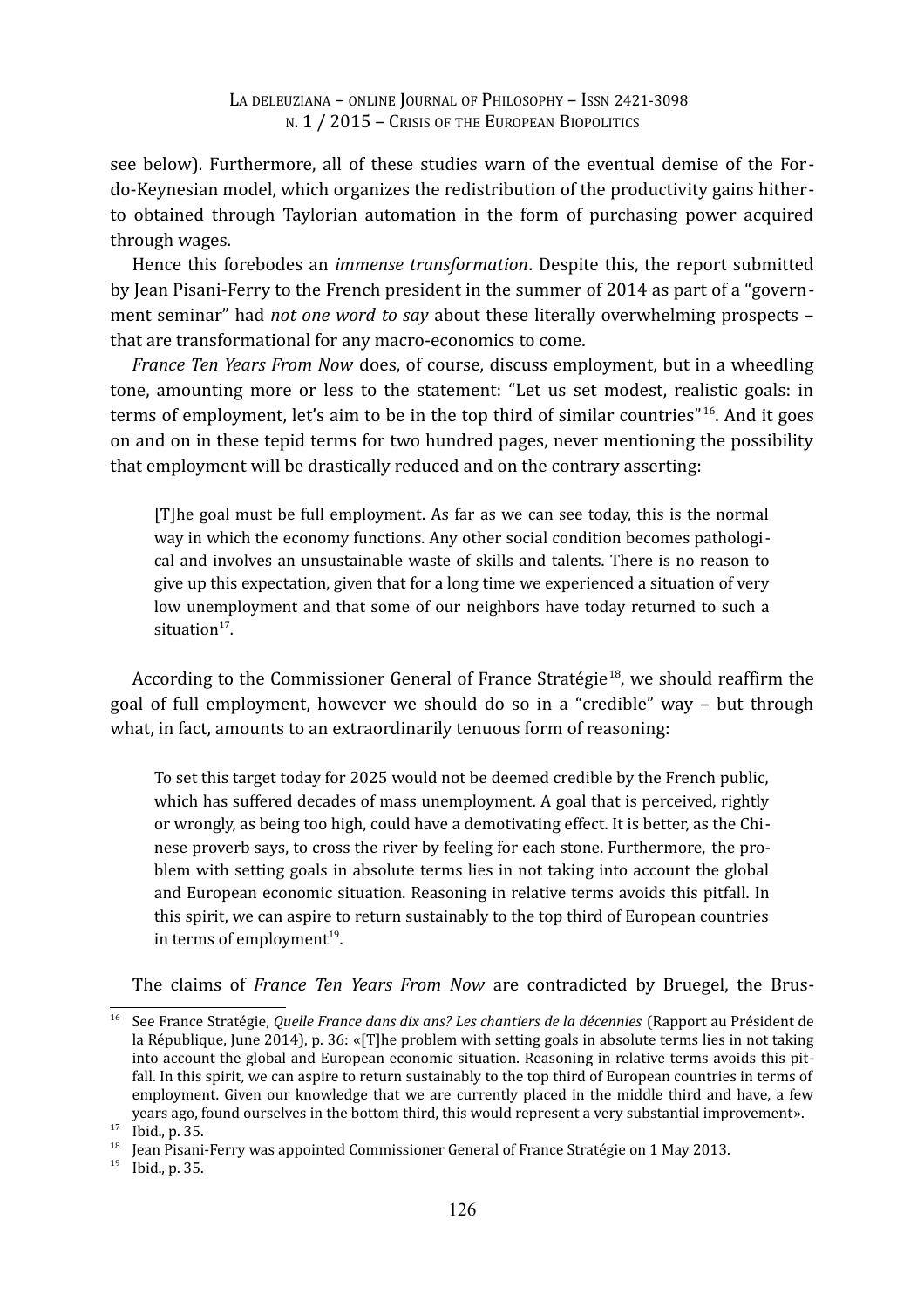see below). Furthermore, all of these studies warn of the eventual demise of the Fordo-Keynesian model, which organizes the redistribution of the productivity gains hitherto obtained through Taylorian automation in the form of purchasing power acquired through wages.

Hence this forebodes an *immense transformation*. Despite this, the report submitted by Jean Pisani-Ferry to the French president in the summer of 2014 as part of a "government seminar" had *not one word to say* about these literally overwhelming prospects – that are transformational for any macro-economics to come.

*France Ten Years From Now* does, of course, discuss employment, but in a wheedling tone, amounting more or less to the statement: "Let us set modest, realistic goals: in terms of employment, let's aim to be in the top third of similar countries"[16]. And it goes on and on in these tepid terms for two hundred pages, never mentioning the possibility that employment will be drastically reduced and on the contrary asserting:

> [T]he goal must be full employment. As far as we can see today, this is the normal way in which the economy functions. Any other social condition becomes pathological and involves an unsustainable waste of skills and talents. There is no reason to give up this expectation, given that for a long time we experienced a situation of very low unemployment and that some of our neighbors have today returned to such a situation[17].

According to the Commissioner General of France Stratégie[18], we should reaffirm the goal of full employment, however we should do so in a "credible" way – but through what, in fact, amounts to an extraordinarily tenuous form of reasoning:

> To set this target today for 2025 would not be deemed credible by the French public, which has suffered decades of mass unemployment. A goal that is perceived, rightly or wrongly, as being too high, could have a demotivating effect. It is better, as the Chinese proverb says, to cross the river by feeling for each stone. Furthermore, the problem with setting goals in absolute terms lies in not taking into account the global and European economic situation. Reasoning in relative terms avoids this pitfall. In this spirit, we can aspire to return sustainably to the top third of European countries in terms of employment[19].

The claims of *France Ten Years From Now* are contradicted by Bruegel, the Brus-

---

[16] See France Stratégie, *Quelle France dans dix ans? Les chantiers de la décennies* (Rapport au Président de la République, June 2014), p. 36: «[T]he problem with setting goals in absolute terms lies in not taking into account the global and European economic situation. Reasoning in relative terms avoids this pitfall. In this spirit, we can aspire to return sustainably to the top third of European countries in terms of employment. Given our knowledge that we are currently placed in the middle third and have, a few years ago, found ourselves in the bottom third, this would represent a very substantial improvement».

[17] Ibid., p. 35.

[18] Jean Pisani-Ferry was appointed Commissioner General of France Stratégie on 1 May 2013.

[19] Ibid., p. 35.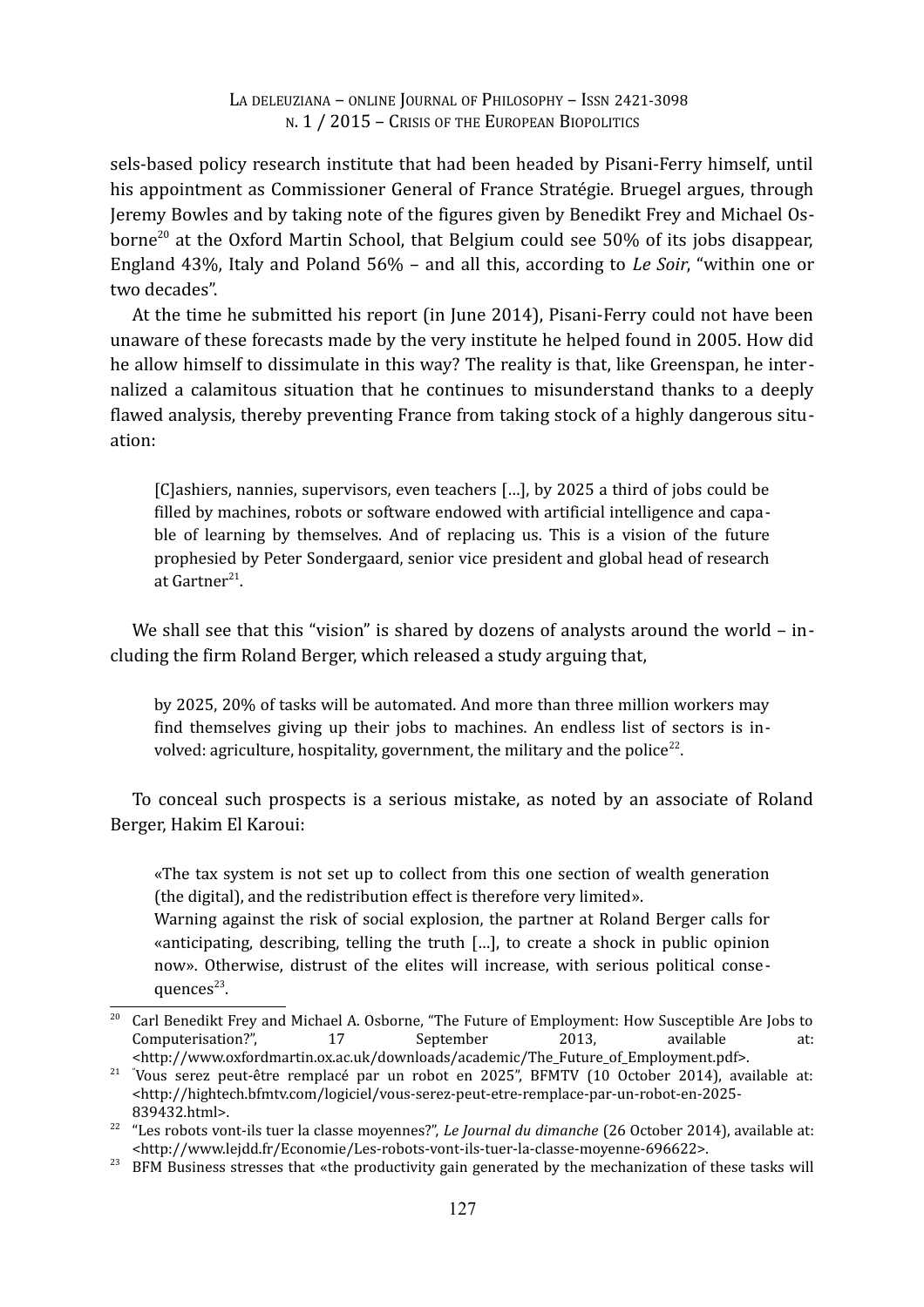sels-based policy research institute that had been headed by Pisani-Ferry himself, until his appointment as Commissioner General of France Stratégie. Bruegel argues, through Jeremy Bowles and by taking note of the figures given by Benedikt Frey and Michael Osborne[20] at the Oxford Martin School, that Belgium could see 50% of its jobs disappear, England 43%, Italy and Poland 56% – and all this, according to *Le Soir*, "within one or two decades".

At the time he submitted his report (in June 2014), Pisani-Ferry could not have been unaware of these forecasts made by the very institute he helped found in 2005. How did he allow himself to dissimulate in this way? The reality is that, like Greenspan, he internalized a calamitous situation that he continues to misunderstand thanks to a deeply flawed analysis, thereby preventing France from taking stock of a highly dangerous situation:

> [C]ashiers, nannies, supervisors, even teachers […], by 2025 a third of jobs could be filled by machines, robots or software endowed with artificial intelligence and capable of learning by themselves. And of replacing us. This is a vision of the future prophesied by Peter Sondergaard, senior vice president and global head of research at Gartner[21].

We shall see that this "vision" is shared by dozens of analysts around the world – including the firm Roland Berger, which released a study arguing that,

> by 2025, 20% of tasks will be automated. And more than three million workers may find themselves giving up their jobs to machines. An endless list of sectors is involved: agriculture, hospitality, government, the military and the police[22].

To conceal such prospects is a serious mistake, as noted by an associate of Roland Berger, Hakim El Karoui:

> «The tax system is not set up to collect from this one section of wealth generation (the digital), and the redistribution effect is therefore very limited».
> Warning against the risk of social explosion, the partner at Roland Berger calls for «anticipating, describing, telling the truth […], to create a shock in public opinion now». Otherwise, distrust of the elites will increase, with serious political consequences[23].

---

[20] Carl Benedikt Frey and Michael A. Osborne, "The Future of Employment: How Susceptible Are Jobs to Computerisation?", 17 September 2013, available at: <http://www.oxfordmartin.ox.ac.uk/downloads/academic/The_Future_of_Employment.pdf>.

[21] "Vous serez peut-être remplacé par un robot en 2025", BFMTV (10 October 2014), available at: <http://hightech.bfmtv.com/logiciel/vous-serez-peut-etre-remplace-par-un-robot-en-2025-839432.html>.

[22] "Les robots vont-ils tuer la classe moyennes?", *Le Journal du dimanche* (26 October 2014), available at: <http://www.lejdd.fr/Economie/Les-robots-vont-ils-tuer-la-classe-moyenne-696622>.

[23] BFM Business stresses that «the productivity gain generated by the mechanization of these tasks will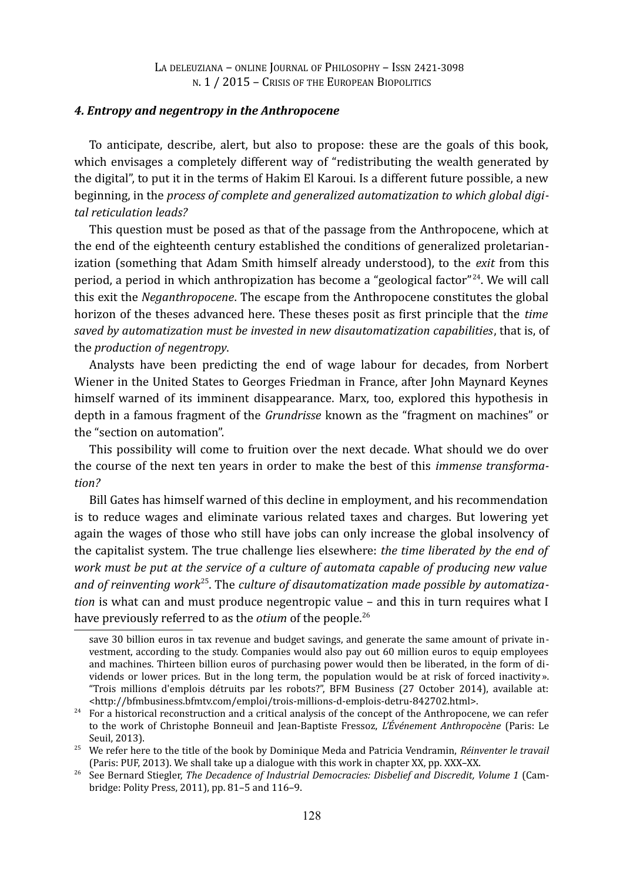### *4. Entropy and negentropy in the Anthropocene*

To anticipate, describe, alert, but also to propose: these are the goals of this book, which envisages a completely different way of "redistributing the wealth generated by the digital", to put it in the terms of Hakim El Karoui. Is a different future possible, a new beginning, in the *process of complete and generalized automatization to which global digital reticulation leads?*

This question must be posed as that of the passage from the Anthropocene, which at the end of the eighteenth century established the conditions of generalized proletarianization (something that Adam Smith himself already understood), to the *exit* from this period, a period in which anthropization has become a "geological factor"[24]. We will call this exit the *Neganthropocene*. The escape from the Anthropocene constitutes the global horizon of the theses advanced here. These theses posit as first principle that the *time saved by automatization must be invested in new disautomatization capabilities*, that is, of the *production of negentropy*.

Analysts have been predicting the end of wage labour for decades, from Norbert Wiener in the United States to Georges Friedman in France, after John Maynard Keynes himself warned of its imminent disappearance. Marx, too, explored this hypothesis in depth in a famous fragment of the *Grundrisse* known as the "fragment on machines" or the "section on automation".

This possibility will come to fruition over the next decade. What should we do over the course of the next ten years in order to make the best of this *immense transformation?*

Bill Gates has himself warned of this decline in employment, and his recommendation is to reduce wages and eliminate various related taxes and charges. But lowering yet again the wages of those who still have jobs can only increase the global insolvency of the capitalist system. The true challenge lies elsewhere: *the time liberated by the end of work must be put at the service of a culture of automata capable of producing new value and of reinventing work*[25]. The *culture of disautomatization made possible by automatization* is what can and must produce negentropic value – and this in turn requires what I have previously referred to as the *otium* of the people.[26]

---

save 30 billion euros in tax revenue and budget savings, and generate the same amount of private investment, according to the study. Companies would also pay out 60 million euros to equip employees and machines. Thirteen billion euros of purchasing power would then be liberated, in the form of dividends or lower prices. But in the long term, the population would be at risk of forced inactivity». "Trois millions d'emplois détruits par les robots?", BFM Business (27 October 2014), available at: <http://bfmbusiness.bfmtv.com/emploi/trois-millions-d-emplois-detru-842702.html>.

[24] For a historical reconstruction and a critical analysis of the concept of the Anthropocene, we can refer to the work of Christophe Bonneuil and Jean-Baptiste Fressoz, *L'Événement Anthropocène* (Paris: Le Seuil, 2013).

[25] We refer here to the title of the book by Dominique Meda and Patricia Vendramin, *Réinventer le travail* (Paris: PUF, 2013). We shall take up a dialogue with this work in chapter XX, pp. XXX–XX.

[26] See Bernard Stiegler, *The Decadence of Industrial Democracies: Disbelief and Discredit, Volume 1* (Cambridge: Polity Press, 2011), pp. 81–5 and 116–9.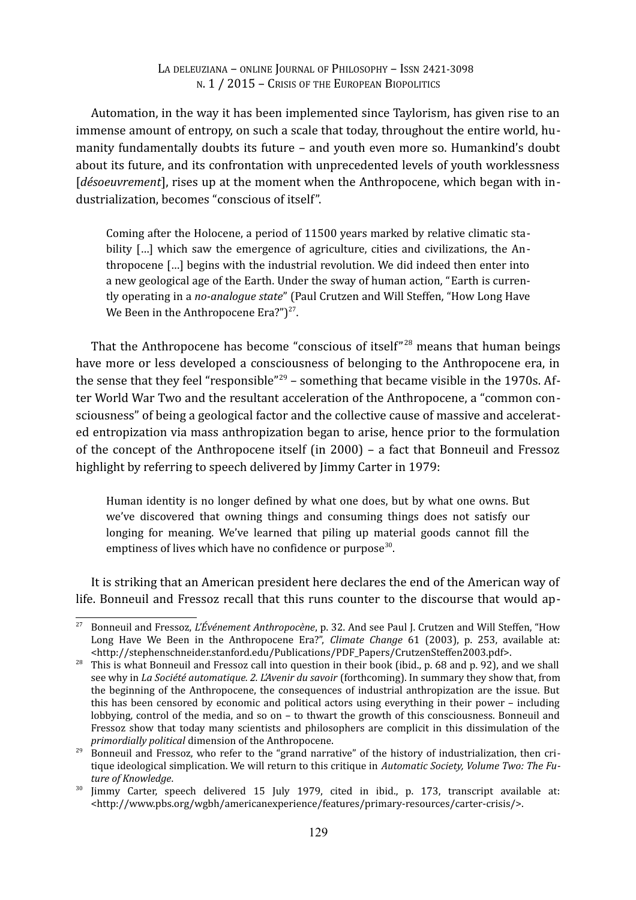Automation, in the way it has been implemented since Taylorism, has given rise to an immense amount of entropy, on such a scale that today, throughout the entire world, humanity fundamentally doubts its future – and youth even more so. Humankind's doubt about its future, and its confrontation with unprecedented levels of youth worklessness [*désoeuvrement*], rises up at the moment when the Anthropocene, which began with industrialization, becomes "conscious of itself".

> Coming after the Holocene, a period of 11500 years marked by relative climatic stability […] which saw the emergence of agriculture, cities and civilizations, the Anthropocene […] begins with the industrial revolution. We did indeed then enter into a new geological age of the Earth. Under the sway of human action, "Earth is currently operating in a *no-analogue state*" (Paul Crutzen and Will Steffen, "How Long Have We Been in the Anthropocene Era?")[27].

That the Anthropocene has become "conscious of itself"[28] means that human beings have more or less developed a consciousness of belonging to the Anthropocene era, in the sense that they feel "responsible"[29] – something that became visible in the 1970s. After World War Two and the resultant acceleration of the Anthropocene, a "common consciousness" of being a geological factor and the collective cause of massive and accelerated entropization via mass anthropization began to arise, hence prior to the formulation of the concept of the Anthropocene itself (in 2000) – a fact that Bonneuil and Fressoz highlight by referring to speech delivered by Jimmy Carter in 1979:

> Human identity is no longer defined by what one does, but by what one owns. But we've discovered that owning things and consuming things does not satisfy our longing for meaning. We've learned that piling up material goods cannot fill the emptiness of lives which have no confidence or purpose[30].

It is striking that an American president here declares the end of the American way of life. Bonneuil and Fressoz recall that this runs counter to the discourse that would ap-

---

[27] Bonneuil and Fressoz, *L'Événement Anthropocène*, p. 32. And see Paul J. Crutzen and Will Steffen, "How Long Have We Been in the Anthropocene Era?", *Climate Change* 61 (2003), p. 253, available at: <http://stephenschneider.stanford.edu/Publications/PDF_Papers/CrutzenSteffen2003.pdf>.

[28] This is what Bonneuil and Fressoz call into question in their book (ibid., p. 68 and p. 92), and we shall see why in *La Société automatique. 2. L'Avenir du savoir* (forthcoming). In summary they show that, from the beginning of the Anthropocene, the consequences of industrial anthropization are the issue. But this has been censored by economic and political actors using everything in their power – including lobbying, control of the media, and so on – to thwart the growth of this consciousness. Bonneuil and Fressoz show that today many scientists and philosophers are complicit in this dissimulation of the *primordially political* dimension of the Anthropocene.

[29] Bonneuil and Fressoz, who refer to the "grand narrative" of the history of industrialization, then critique ideological simplication. We will return to this critique in *Automatic Society, Volume Two: The Future of Knowledge*.

[30] Jimmy Carter, speech delivered 15 July 1979, cited in ibid., p. 173, transcript available at: <http://www.pbs.org/wgbh/americanexperience/features/primary-resources/carter-crisis/>.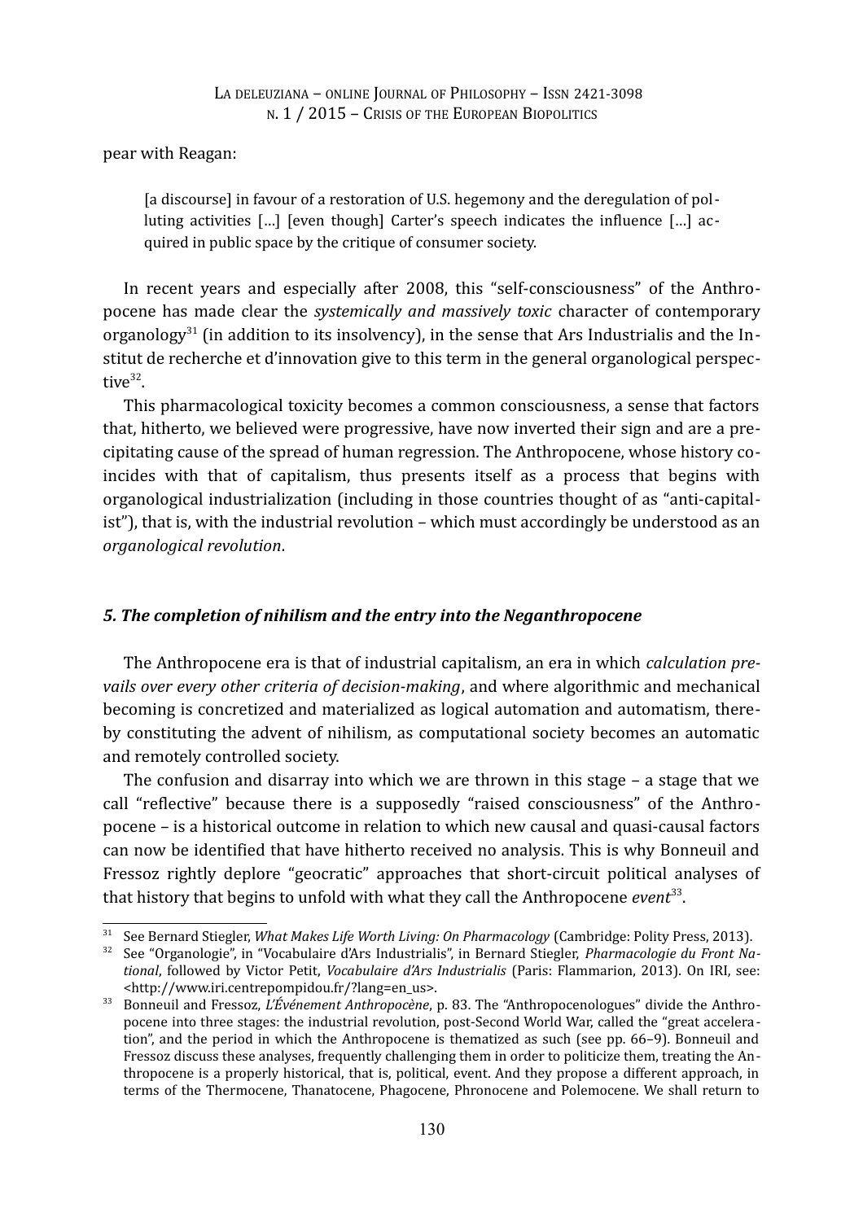pear with Reagan:

> [a discourse] in favour of a restoration of U.S. hegemony and the deregulation of polluting activities […] [even though] Carter's speech indicates the influence […] acquired in public space by the critique of consumer society.

In recent years and especially after 2008, this "self-consciousness" of the Anthropocene has made clear the *systemically and massively toxic* character of contemporary organology[31] (in addition to its insolvency), in the sense that Ars Industrialis and the Institut de recherche et d'innovation give to this term in the general organological perspective[32].

This pharmacological toxicity becomes a common consciousness, a sense that factors that, hitherto, we believed were progressive, have now inverted their sign and are a precipitating cause of the spread of human regression. The Anthropocene, whose history coincides with that of capitalism, thus presents itself as a process that begins with organological industrialization (including in those countries thought of as "anti-capitalist"), that is, with the industrial revolution – which must accordingly be understood as an *organological revolution*.

### *5. The completion of nihilism and the entry into the Neganthropocene*

The Anthropocene era is that of industrial capitalism, an era in which *calculation prevails over every other criteria of decision-making*, and where algorithmic and mechanical becoming is concretized and materialized as logical automation and automatism, thereby constituting the advent of nihilism, as computational society becomes an automatic and remotely controlled society.

The confusion and disarray into which we are thrown in this stage – a stage that we call "reflective" because there is a supposedly "raised consciousness" of the Anthropocene – is a historical outcome in relation to which new causal and quasi-causal factors can now be identified that have hitherto received no analysis. This is why Bonneuil and Fressoz rightly deplore "geocratic" approaches that short-circuit political analyses of that history that begins to unfold with what they call the Anthropocene *event*[33].

---

[31] See Bernard Stiegler, *What Makes Life Worth Living: On Pharmacology* (Cambridge: Polity Press, 2013).

[32] See "Organologie", in "Vocabulaire d'Ars Industrialis", in Bernard Stiegler, *Pharmacologie du Front National*, followed by Victor Petit, *Vocabulaire d'Ars Industrialis* (Paris: Flammarion, 2013). On IRI, see: <http://www.iri.centrepompidou.fr/?lang=en_us>.

[33] Bonneuil and Fressoz, *L'Événement Anthropocène*, p. 83. The "Anthropocenologues" divide the Anthropocene into three stages: the industrial revolution, post-Second World War, called the "great acceleration", and the period in which the Anthropocene is thematized as such (see pp. 66–9). Bonneuil and Fressoz discuss these analyses, frequently challenging them in order to politicize them, treating the Anthropocene is a properly historical, that is, political, event. And they propose a different approach, in terms of the Thermocene, Thanatocene, Phagocene, Phronocene and Polemocene. We shall return to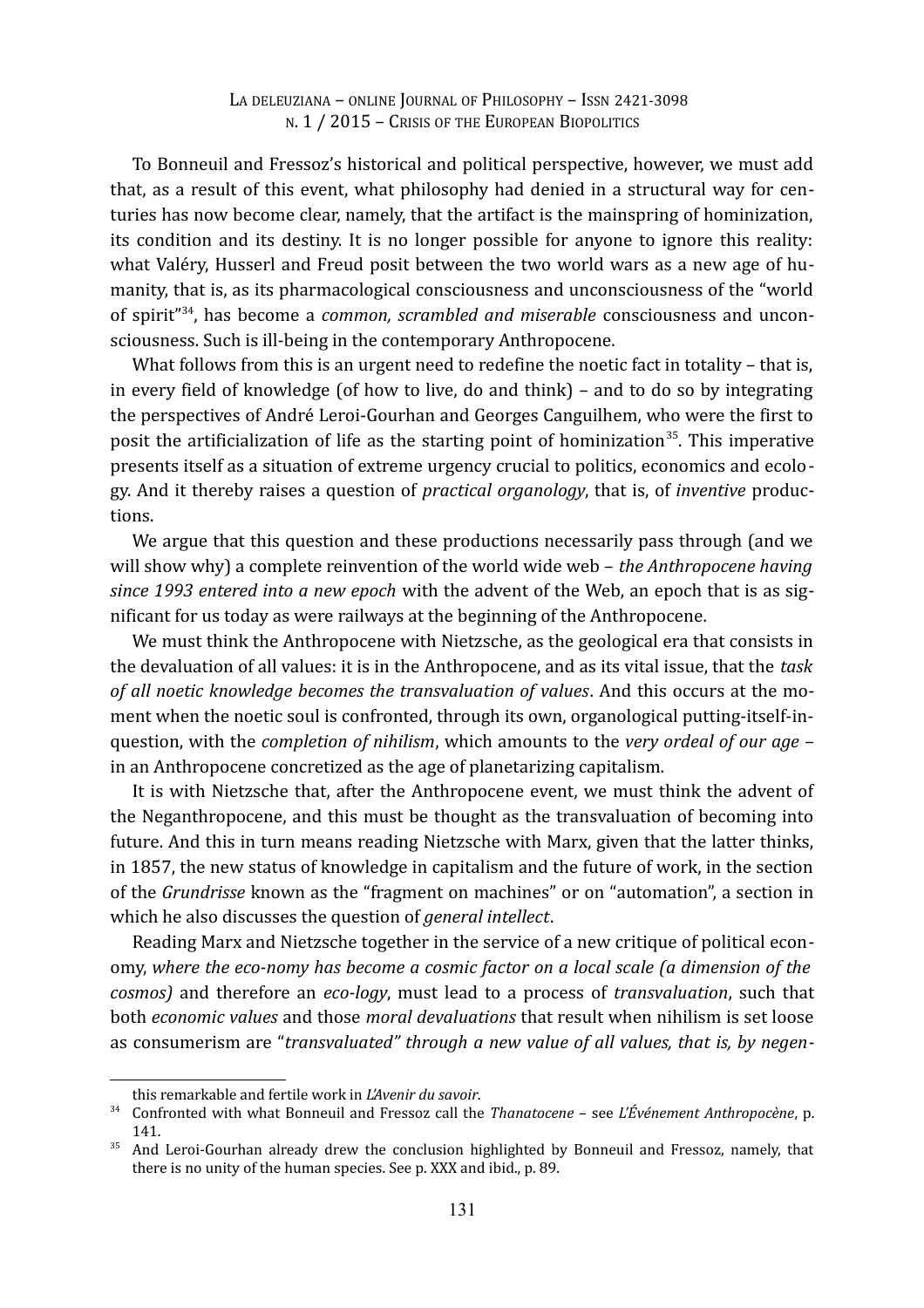To Bonneuil and Fressoz's historical and political perspective, however, we must add that, as a result of this event, what philosophy had denied in a structural way for centuries has now become clear, namely, that the artifact is the mainspring of hominization, its condition and its destiny. It is no longer possible for anyone to ignore this reality: what Valéry, Husserl and Freud posit between the two world wars as a new age of humanity, that is, as its pharmacological consciousness and unconsciousness of the "world of spirit"[34], has become a *common, scrambled and miserable* consciousness and unconsciousness. Such is ill-being in the contemporary Anthropocene.

What follows from this is an urgent need to redefine the noetic fact in totality – that is, in every field of knowledge (of how to live, do and think) – and to do so by integrating the perspectives of André Leroi-Gourhan and Georges Canguilhem, who were the first to posit the artificialization of life as the starting point of hominization[35]. This imperative presents itself as a situation of extreme urgency crucial to politics, economics and ecology. And it thereby raises a question of *practical organology*, that is, of *inventive* productions.

We argue that this question and these productions necessarily pass through (and we will show why) a complete reinvention of the world wide web – *the Anthropocene having since 1993 entered into a new epoch* with the advent of the Web, an epoch that is as significant for us today as were railways at the beginning of the Anthropocene.

We must think the Anthropocene with Nietzsche, as the geological era that consists in the devaluation of all values: it is in the Anthropocene, and as its vital issue, that the *task of all noetic knowledge becomes the transvaluation of values*. And this occurs at the moment when the noetic soul is confronted, through its own, organological putting-itself-in-question, with the *completion of nihilism*, which amounts to the *very ordeal of our age* – in an Anthropocene concretized as the age of planetarizing capitalism.

It is with Nietzsche that, after the Anthropocene event, we must think the advent of the Neganthropocene, and this must be thought as the transvaluation of becoming into future. And this in turn means reading Nietzsche with Marx, given that the latter thinks, in 1857, the new status of knowledge in capitalism and the future of work, in the section of the *Grundrisse* known as the "fragment on machines" or on "automation", a section in which he also discusses the question of *general intellect*.

Reading Marx and Nietzsche together in the service of a new critique of political economy, *where the eco-nomy has become a cosmic factor on a local scale (a dimension of the cosmos)* and therefore an *eco-logy*, must lead to a process of *transvaluation*, such that both *economic values* and those *moral devaluations* that result when nihilism is set loose as consumerism are "*transvaluated" through a new value of all values, that is, by negen-*

---

this remarkable and fertile work in *L'Avenir du savoir*.

[34] Confronted with what Bonneuil and Fressoz call the *Thanatocene* – see *L'Événement Anthropocène*, p. 141.

[35] And Leroi-Gourhan already drew the conclusion highlighted by Bonneuil and Fressoz, namely, that there is no unity of the human species. See p. XXX and ibid., p. 89.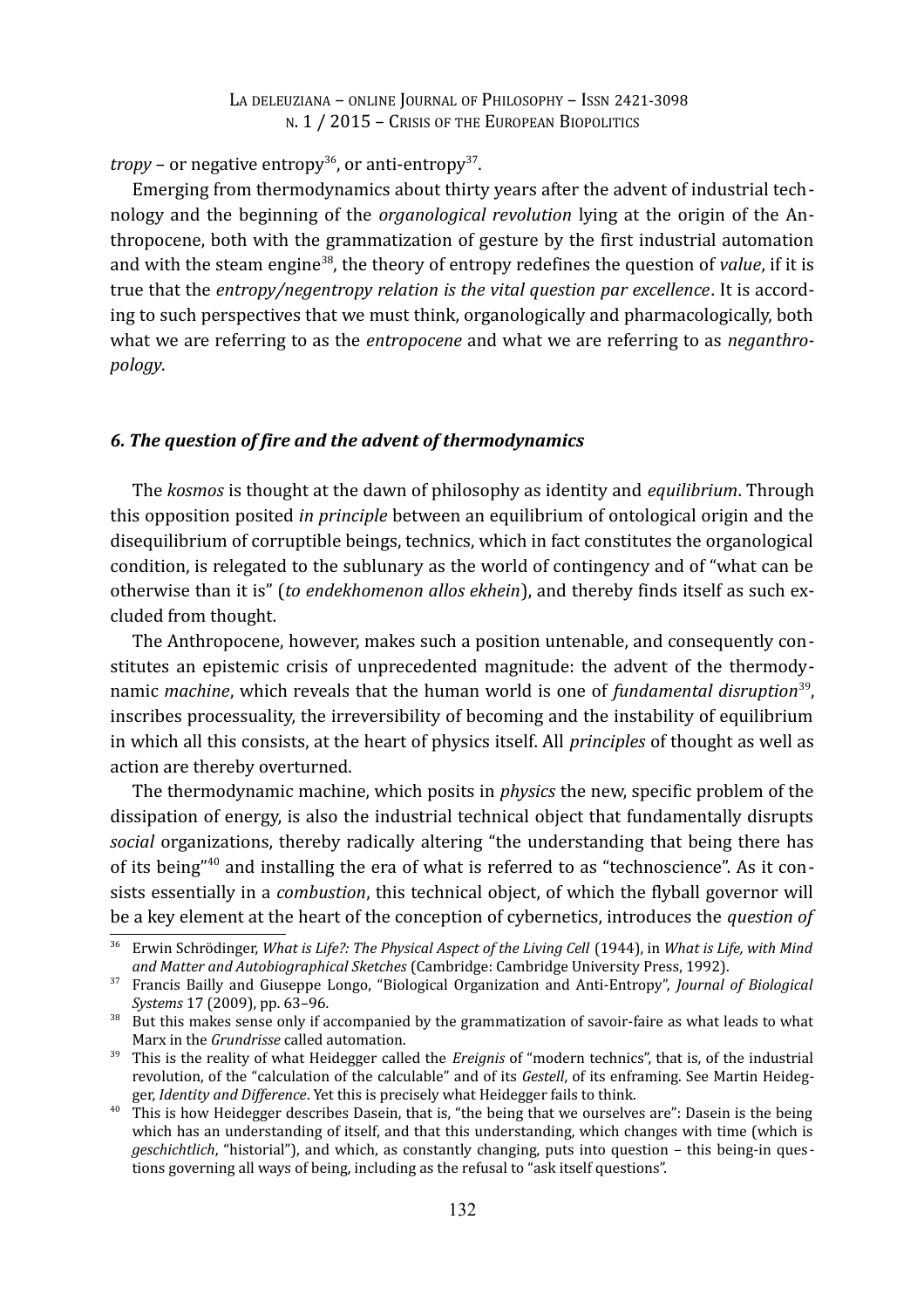*tropy* – or negative entropy[36], or anti-entropy[37].

Emerging from thermodynamics about thirty years after the advent of industrial technology and the beginning of the *organological revolution* lying at the origin of the Anthropocene, both with the grammatization of gesture by the first industrial automation and with the steam engine[38], the theory of entropy redefines the question of *value*, if it is true that the *entropy/negentropy relation is the vital question par excellence*. It is according to such perspectives that we must think, organologically and pharmacologically, both what we are referring to as the *entropocene* and what we are referring to as *neganthropology*.

### *6. The question of fire and the advent of thermodynamics*

The *kosmos* is thought at the dawn of philosophy as identity and *equilibrium*. Through this opposition posited *in principle* between an equilibrium of ontological origin and the disequilibrium of corruptible beings, technics, which in fact constitutes the organological condition, is relegated to the sublunary as the world of contingency and of "what can be otherwise than it is" (*to endekhomenon allos ekhein*), and thereby finds itself as such excluded from thought.

The Anthropocene, however, makes such a position untenable, and consequently constitutes an epistemic crisis of unprecedented magnitude: the advent of the thermodynamic *machine*, which reveals that the human world is one of *fundamental disruption*[39], inscribes processuality, the irreversibility of becoming and the instability of equilibrium in which all this consists, at the heart of physics itself. All *principles* of thought as well as action are thereby overturned.

The thermodynamic machine, which posits in *physics* the new, specific problem of the dissipation of energy, is also the industrial technical object that fundamentally disrupts *social* organizations, thereby radically altering "the understanding that being there has of its being"[40] and installing the era of what is referred to as "technoscience". As it consists essentially in a *combustion*, this technical object, of which the flyball governor will be a key element at the heart of the conception of cybernetics, introduces the *question of*

---

[36] Erwin Schrödinger, *What is Life?: The Physical Aspect of the Living Cell* (1944), in *What is Life, with Mind and Matter and Autobiographical Sketches* (Cambridge: Cambridge University Press, 1992).

[37] Francis Bailly and Giuseppe Longo, "Biological Organization and Anti-Entropy", *Journal of Biological Systems* 17 (2009), pp. 63–96.

[38] But this makes sense only if accompanied by the grammatization of savoir-faire as what leads to what Marx in the *Grundrisse* called automation.

[39] This is the reality of what Heidegger called the *Ereignis* of "modern technics", that is, of the industrial revolution, of the "calculation of the calculable" and of its *Gestell*, of its enframing. See Martin Heidegger, *Identity and Difference*. Yet this is precisely what Heidegger fails to think.

[40] This is how Heidegger describes Dasein, that is, "the being that we ourselves are": Dasein is the being which has an understanding of itself, and that this understanding, which changes with time (which is *geschichtlich*, "historial"), and which, as constantly changing, puts into question – this being-in questions governing all ways of being, including as the refusal to "ask itself questions".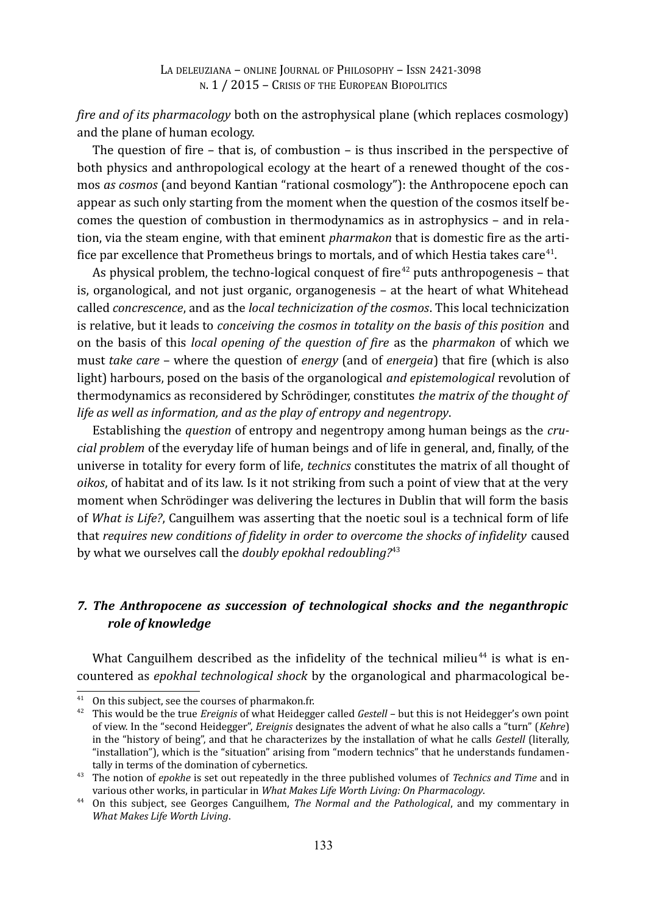*fire and of its pharmacology* both on the astrophysical plane (which replaces cosmology) and the plane of human ecology.

The question of fire – that is, of combustion – is thus inscribed in the perspective of both physics and anthropological ecology at the heart of a renewed thought of the cosmos *as cosmos* (and beyond Kantian "rational cosmology"): the Anthropocene epoch can appear as such only starting from the moment when the question of the cosmos itself becomes the question of combustion in thermodynamics as in astrophysics – and in relation, via the steam engine, with that eminent *pharmakon* that is domestic fire as the artifice par excellence that Prometheus brings to mortals, and of which Hestia takes care[41].

As physical problem, the techno-logical conquest of fire[42] puts anthropogenesis – that is, organological, and not just organic, organogenesis – at the heart of what Whitehead called *concrescence*, and as the *local technicization of the cosmos*. This local technicization is relative, but it leads to *conceiving the cosmos in totality on the basis of this position* and on the basis of this *local opening of the question of fire* as the *pharmakon* of which we must *take care* – where the question of *energy* (and of *energeia*) that fire (which is also light) harbours, posed on the basis of the organological *and epistemological* revolution of thermodynamics as reconsidered by Schrödinger, constitutes *the matrix of the thought of life as well as information, and as the play of entropy and negentropy*.

Establishing the *question* of entropy and negentropy among human beings as the *crucial problem* of the everyday life of human beings and of life in general, and, finally, of the universe in totality for every form of life, *technics* constitutes the matrix of all thought of *oikos*, of habitat and of its law. Is it not striking from such a point of view that at the very moment when Schrödinger was delivering the lectures in Dublin that will form the basis of *What is Life?*, Canguilhem was asserting that the noetic soul is a technical form of life that *requires new conditions of fidelity in order to overcome the shocks of infidelity* caused by what we ourselves call the *doubly epokhal redoubling?*[43]

## *7. The Anthropocene as succession of technological shocks and the neganthropic role of knowledge*

What Canguilhem described as the infidelity of the technical milieu[44] is what is encountered as *epokhal technological shock* by the organological and pharmacological be-

---

[41] On this subject, see the courses of pharmakon.fr.

[42] This would be the true *Ereignis* of what Heidegger called *Gestell* – but this is not Heidegger's own point of view. In the "second Heidegger", *Ereignis* designates the advent of what he also calls a "turn" (*Kehre*) in the "history of being", and that he characterizes by the installation of what he calls *Gestell* (literally, "installation"), which is the "situation" arising from "modern technics" that he understands fundamentally in terms of the domination of cybernetics.

[43] The notion of *epokhe* is set out repeatedly in the three published volumes of *Technics and Time* and in various other works, in particular in *What Makes Life Worth Living: On Pharmacology*.

[44] On this subject, see Georges Canguilhem, *The Normal and the Pathological*, and my commentary in *What Makes Life Worth Living*.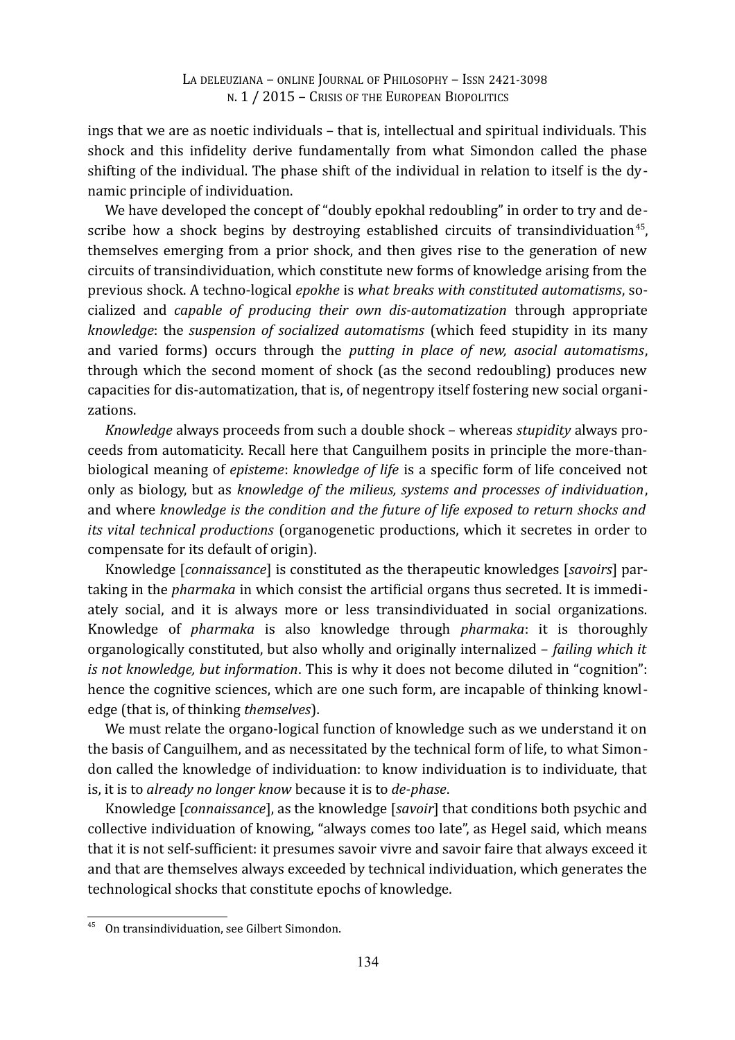ings that we are as noetic individuals – that is, intellectual and spiritual individuals. This shock and this infidelity derive fundamentally from what Simondon called the phase shifting of the individual. The phase shift of the individual in relation to itself is the dynamic principle of individuation.

We have developed the concept of "doubly epokhal redoubling" in order to try and describe how a shock begins by destroying established circuits of transindividuation[45], themselves emerging from a prior shock, and then gives rise to the generation of new circuits of transindividuation, which constitute new forms of knowledge arising from the previous shock. A techno-logical *epokhe* is *what breaks with constituted automatisms*, socialized and *capable of producing their own dis-automatization* through appropriate *knowledge*: the *suspension of socialized automatisms* (which feed stupidity in its many and varied forms) occurs through the *putting in place of new, asocial automatisms*, through which the second moment of shock (as the second redoubling) produces new capacities for dis-automatization, that is, of negentropy itself fostering new social organizations.

*Knowledge* always proceeds from such a double shock – whereas *stupidity* always proceeds from automaticity. Recall here that Canguilhem posits in principle the more-than-biological meaning of *episteme*: *knowledge of life* is a specific form of life conceived not only as biology, but as *knowledge of the milieus, systems and processes of individuation*, and where *knowledge is the condition and the future of life exposed to return shocks and its vital technical productions* (organogenetic productions, which it secretes in order to compensate for its default of origin).

Knowledge [*connaissance*] is constituted as the therapeutic knowledges [*savoirs*] partaking in the *pharmaka* in which consist the artificial organs thus secreted. It is immediately social, and it is always more or less transindividuated in social organizations. Knowledge of *pharmaka* is also knowledge through *pharmaka*: it is thoroughly organologically constituted, but also wholly and originally internalized – *failing which it is not knowledge, but information*. This is why it does not become diluted in "cognition": hence the cognitive sciences, which are one such form, are incapable of thinking knowledge (that is, of thinking *themselves*).

We must relate the organo-logical function of knowledge such as we understand it on the basis of Canguilhem, and as necessitated by the technical form of life, to what Simondon called the knowledge of individuation: to know individuation is to individuate, that is, it is to *already no longer know* because it is to *de-phase*.

Knowledge [*connaissance*], as the knowledge [*savoir*] that conditions both psychic and collective individuation of knowing, "always comes too late", as Hegel said, which means that it is not self-sufficient: it presumes savoir vivre and savoir faire that always exceed it and that are themselves always exceeded by technical individuation, which generates the technological shocks that constitute epochs of knowledge.

[45] On transindividuation, see Gilbert Simondon.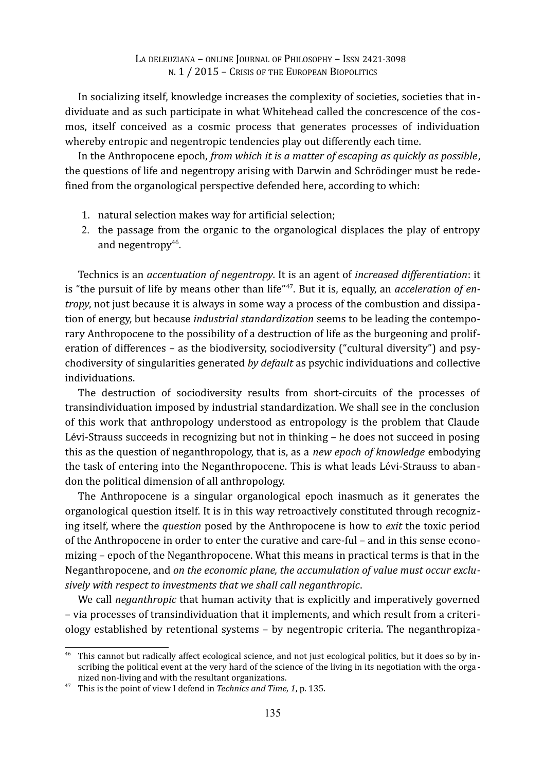In socializing itself, knowledge increases the complexity of societies, societies that individuate and as such participate in what Whitehead called the concrescence of the cosmos, itself conceived as a cosmic process that generates processes of individuation whereby entropic and negentropic tendencies play out differently each time.

In the Anthropocene epoch, *from which it is a matter of escaping as quickly as possible*, the questions of life and negentropy arising with Darwin and Schrödinger must be redefined from the organological perspective defended here, according to which:

1. natural selection makes way for artificial selection;
2. the passage from the organic to the organological displaces the play of entropy and negentropy[46].

Technics is an *accentuation of negentropy*. It is an agent of *increased differentiation*: it is "the pursuit of life by means other than life"[47]. But it is, equally, an *acceleration of entropy*, not just because it is always in some way a process of the combustion and dissipation of energy, but because *industrial standardization* seems to be leading the contemporary Anthropocene to the possibility of a destruction of life as the burgeoning and proliferation of differences – as the biodiversity, sociodiversity ("cultural diversity") and psychodiversity of singularities generated *by default* as psychic individuations and collective individuations.

The destruction of sociodiversity results from short-circuits of the processes of transindividuation imposed by industrial standardization. We shall see in the conclusion of this work that anthropology understood as entropology is the problem that Claude Lévi-Strauss succeeds in recognizing but not in thinking – he does not succeed in posing this as the question of neganthropology, that is, as a *new epoch of knowledge* embodying the task of entering into the Neganthropocene. This is what leads Lévi-Strauss to abandon the political dimension of all anthropology.

The Anthropocene is a singular organological epoch inasmuch as it generates the organological question itself. It is in this way retroactively constituted through recognizing itself, where the *question* posed by the Anthropocene is how to *exit* the toxic period of the Anthropocene in order to enter the curative and care-ful – and in this sense economizing – epoch of the Neganthropocene. What this means in practical terms is that in the Neganthropocene, and *on the economic plane, the accumulation of value must occur exclusively with respect to investments that we shall call neganthropic*.

We call *neganthropic* that human activity that is explicitly and imperatively governed – via processes of transindividuation that it implements, and which result from a criteriology established by retentional systems – by negentropic criteria. The neganthropiza-

---

[46] This cannot but radically affect ecological science, and not just ecological politics, but it does so by inscribing the political event at the very hard of the science of the living in its negotiation with the organized non-living and with the resultant organizations.

[47] This is the point of view I defend in *Technics and Time, 1*, p. 135.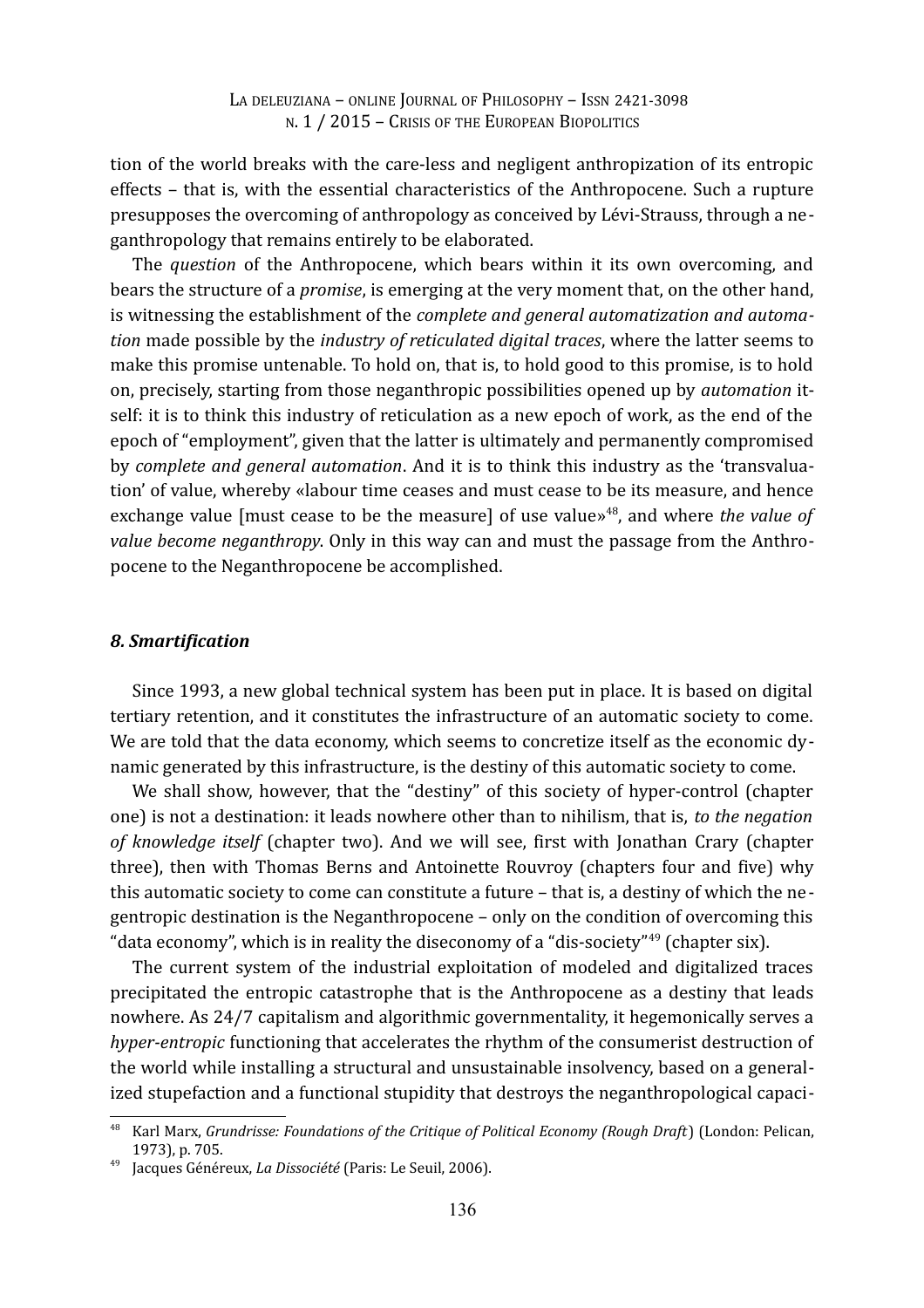tion of the world breaks with the care-less and negligent anthropization of its entropic effects – that is, with the essential characteristics of the Anthropocene. Such a rupture presupposes the overcoming of anthropology as conceived by Lévi-Strauss, through a neganthropology that remains entirely to be elaborated.

The *question* of the Anthropocene, which bears within it its own overcoming, and bears the structure of a *promise*, is emerging at the very moment that, on the other hand, is witnessing the establishment of the *complete and general automatization and automation* made possible by the *industry of reticulated digital traces*, where the latter seems to make this promise untenable. To hold on, that is, to hold good to this promise, is to hold on, precisely, starting from those neganthropic possibilities opened up by *automation* itself: it is to think this industry of reticulation as a new epoch of work, as the end of the epoch of "employment", given that the latter is ultimately and permanently compromised by *complete and general automation*. And it is to think this industry as the 'transvaluation' of value, whereby «labour time ceases and must cease to be its measure, and hence exchange value [must cease to be the measure] of use value»[48], and where *the value of value become neganthropy*. Only in this way can and must the passage from the Anthropocene to the Neganthropocene be accomplished.

### *8. Smartification*

Since 1993, a new global technical system has been put in place. It is based on digital tertiary retention, and it constitutes the infrastructure of an automatic society to come. We are told that the data economy, which seems to concretize itself as the economic dynamic generated by this infrastructure, is the destiny of this automatic society to come.

We shall show, however, that the "destiny" of this society of hyper-control (chapter one) is not a destination: it leads nowhere other than to nihilism, that is, *to the negation of knowledge itself* (chapter two). And we will see, first with Jonathan Crary (chapter three), then with Thomas Berns and Antoinette Rouvroy (chapters four and five) why this automatic society to come can constitute a future – that is, a destiny of which the negentropic destination is the Neganthropocene – only on the condition of overcoming this "data economy", which is in reality the diseconomy of a "dis-society"[49] (chapter six).

The current system of the industrial exploitation of modeled and digitalized traces precipitated the entropic catastrophe that is the Anthropocene as a destiny that leads nowhere. As 24/7 capitalism and algorithmic governmentality, it hegemonically serves a *hyper-entropic* functioning that accelerates the rhythm of the consumerist destruction of the world while installing a structural and unsustainable insolvency, based on a generalized stupefaction and a functional stupidity that destroys the neganthropological capaci-

---

[48] Karl Marx, *Grundrisse: Foundations of the Critique of Political Economy (Rough Draft*) (London: Pelican, 1973), p. 705.

[49] Jacques Généreux, *La Dissociété* (Paris: Le Seuil, 2006).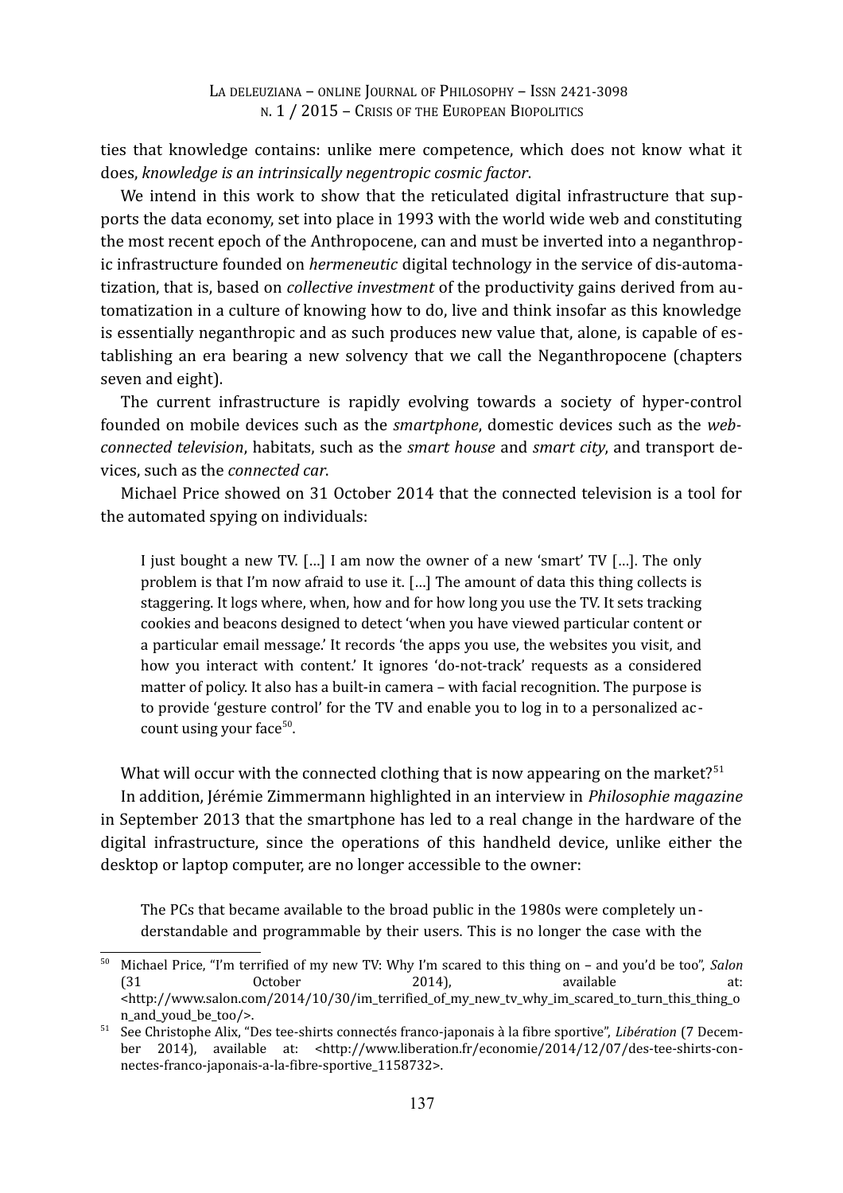ties that knowledge contains: unlike mere competence, which does not know what it does, *knowledge is an intrinsically negentropic cosmic factor*.

We intend in this work to show that the reticulated digital infrastructure that supports the data economy, set into place in 1993 with the world wide web and constituting the most recent epoch of the Anthropocene, can and must be inverted into a neganthropic infrastructure founded on *hermeneutic* digital technology in the service of dis-automatization, that is, based on *collective investment* of the productivity gains derived from automatization in a culture of knowing how to do, live and think insofar as this knowledge is essentially neganthropic and as such produces new value that, alone, is capable of establishing an era bearing a new solvency that we call the Neganthropocene (chapters seven and eight).

The current infrastructure is rapidly evolving towards a society of hyper-control founded on mobile devices such as the *smartphone*, domestic devices such as the *web-connected television*, habitats, such as the *smart house* and *smart city*, and transport devices, such as the *connected car*.

Michael Price showed on 31 October 2014 that the connected television is a tool for the automated spying on individuals:

> I just bought a new TV. […] I am now the owner of a new 'smart' TV […]. The only problem is that I'm now afraid to use it. […] The amount of data this thing collects is staggering. It logs where, when, how and for how long you use the TV. It sets tracking cookies and beacons designed to detect 'when you have viewed particular content or a particular email message.' It records 'the apps you use, the websites you visit, and how you interact with content.' It ignores 'do-not-track' requests as a considered matter of policy. It also has a built-in camera – with facial recognition. The purpose is to provide 'gesture control' for the TV and enable you to log in to a personalized account using your face[50].

What will occur with the connected clothing that is now appearing on the market?[51]

In addition, Jérémie Zimmermann highlighted in an interview in *Philosophie magazine* in September 2013 that the smartphone has led to a real change in the hardware of the digital infrastructure, since the operations of this handheld device, unlike either the desktop or laptop computer, are no longer accessible to the owner:

> The PCs that became available to the broad public in the 1980s were completely understandable and programmable by their users. This is no longer the case with the

---

[50] Michael Price, "I'm terrified of my new TV: Why I'm scared to this thing on – and you'd be too", *Salon* (31 October 2014), available at: <http://www.salon.com/2014/10/30/im_terrified_of_my_new_tv_why_im_scared_to_turn_this_thing_on_and_youd_be_too/>.

[51] See Christophe Alix, "Des tee-shirts connectés franco-japonais à la fibre sportive", *Libération* (7 December 2014), available at: <http://www.liberation.fr/economie/2014/12/07/des-tee-shirts-connectes-franco-japonais-a-la-fibre-sportive_1158732>.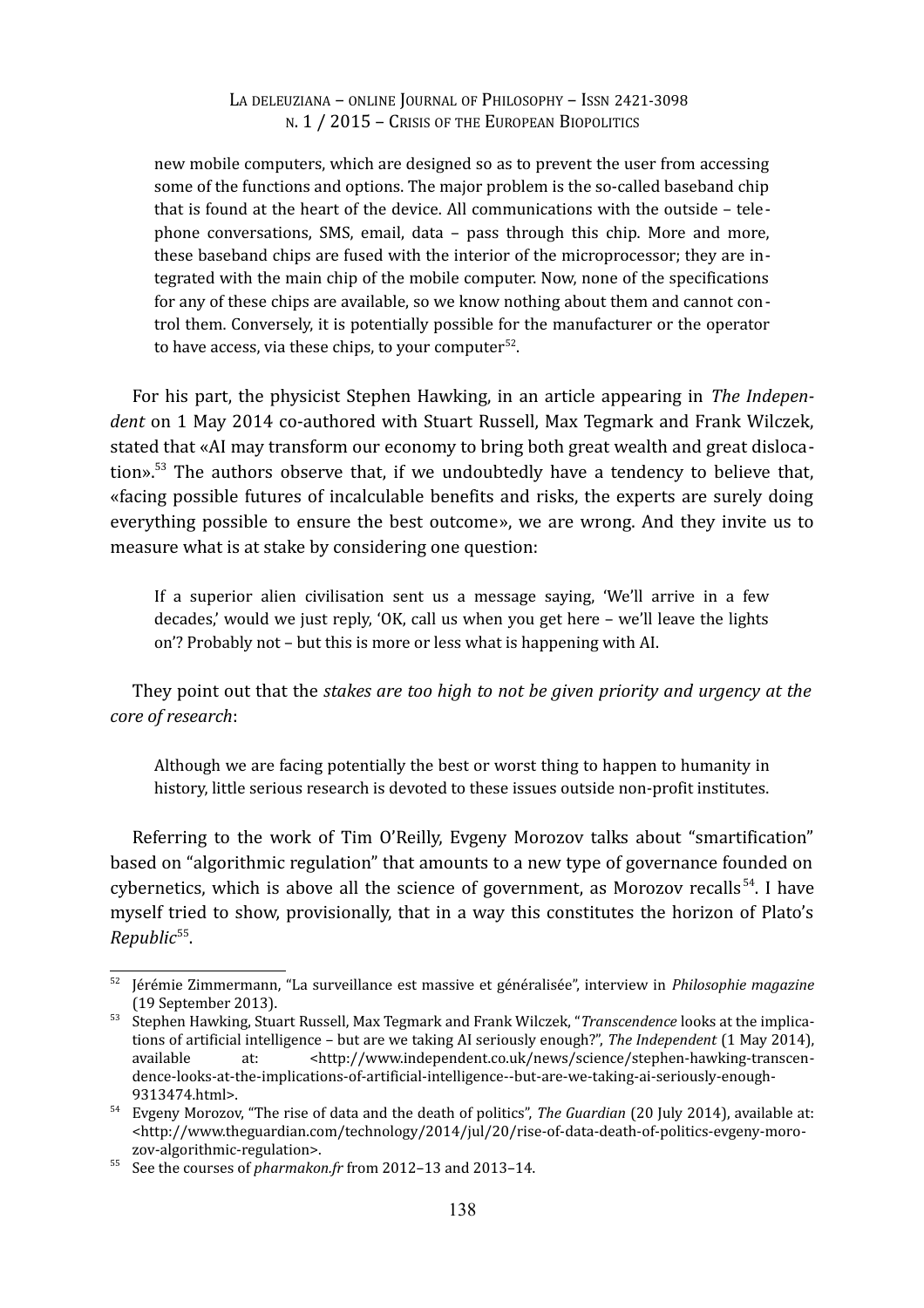> new mobile computers, which are designed so as to prevent the user from accessing some of the functions and options. The major problem is the so-called baseband chip that is found at the heart of the device. All communications with the outside – telephone conversations, SMS, email, data – pass through this chip. More and more, these baseband chips are fused with the interior of the microprocessor; they are integrated with the main chip of the mobile computer. Now, none of the specifications for any of these chips are available, so we know nothing about them and cannot control them. Conversely, it is potentially possible for the manufacturer or the operator to have access, via these chips, to your computer[52].

For his part, the physicist Stephen Hawking, in an article appearing in *The Independent* on 1 May 2014 co-authored with Stuart Russell, Max Tegmark and Frank Wilczek, stated that «AI may transform our economy to bring both great wealth and great dislocation».[53] The authors observe that, if we undoubtedly have a tendency to believe that, «facing possible futures of incalculable benefits and risks, the experts are surely doing everything possible to ensure the best outcome», we are wrong. And they invite us to measure what is at stake by considering one question:

> If a superior alien civilisation sent us a message saying, 'We'll arrive in a few decades,' would we just reply, 'OK, call us when you get here – we'll leave the lights on'? Probably not – but this is more or less what is happening with AI.

They point out that the *stakes are too high to not be given priority and urgency at the core of research*:

> Although we are facing potentially the best or worst thing to happen to humanity in history, little serious research is devoted to these issues outside non-profit institutes.

Referring to the work of Tim O'Reilly, Evgeny Morozov talks about "smartification" based on "algorithmic regulation" that amounts to a new type of governance founded on cybernetics, which is above all the science of government, as Morozov recalls[54]. I have myself tried to show, provisionally, that in a way this constitutes the horizon of Plato's *Republic*[55].

---

[52] Jérémie Zimmermann, "La surveillance est massive et généralisée", interview in *Philosophie magazine* (19 September 2013).

[53] Stephen Hawking, Stuart Russell, Max Tegmark and Frank Wilczek, "*Transcendence* looks at the implications of artificial intelligence – but are we taking AI seriously enough?", *The Independent* (1 May 2014), available at: <http://www.independent.co.uk/news/science/stephen-hawking-transcendence-looks-at-the-implications-of-artificial-intelligence--but-are-we-taking-ai-seriously-enough-9313474.html>.

[54] Evgeny Morozov, "The rise of data and the death of politics", *The Guardian* (20 July 2014), available at: <http://www.theguardian.com/technology/2014/jul/20/rise-of-data-death-of-politics-evgeny-morozov-algorithmic-regulation>.

[55] See the courses of *pharmakon.fr* from 2012–13 and 2013–14.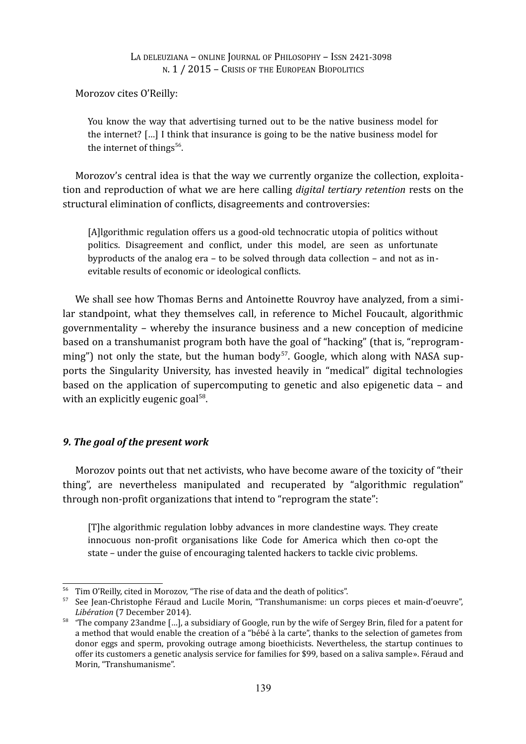Morozov cites O'Reilly:

> You know the way that advertising turned out to be the native business model for the internet? […] I think that insurance is going to be the native business model for the internet of things[56].

Morozov's central idea is that the way we currently organize the collection, exploitation and reproduction of what we are here calling *digital tertiary retention* rests on the structural elimination of conflicts, disagreements and controversies:

> [A]lgorithmic regulation offers us a good-old technocratic utopia of politics without politics. Disagreement and conflict, under this model, are seen as unfortunate byproducts of the analog era – to be solved through data collection – and not as inevitable results of economic or ideological conflicts.

We shall see how Thomas Berns and Antoinette Rouvroy have analyzed, from a similar standpoint, what they themselves call, in reference to Michel Foucault, algorithmic governmentality – whereby the insurance business and a new conception of medicine based on a transhumanist program both have the goal of "hacking" (that is, "reprogramming") not only the state, but the human body[57]. Google, which along with NASA supports the Singularity University, has invested heavily in "medical" digital technologies based on the application of supercomputing to genetic and also epigenetic data – and with an explicitly eugenic goal[58].

### *9. The goal of the present work*

Morozov points out that net activists, who have become aware of the toxicity of "their thing", are nevertheless manipulated and recuperated by "algorithmic regulation" through non-profit organizations that intend to "reprogram the state":

> [T]he algorithmic regulation lobby advances in more clandestine ways. They create innocuous non-profit organisations like Code for America which then co-opt the state – under the guise of encouraging talented hackers to tackle civic problems.

---

[56] Tim O'Reilly, cited in Morozov, "The rise of data and the death of politics".

[57] See Jean-Christophe Féraud and Lucile Morin, "Transhumanisme: un corps pieces et main-d'oeuvre", *Libération* (7 December 2014).

[58] "The company 23andme […], a subsidiary of Google, run by the wife of Sergey Brin, filed for a patent for a method that would enable the creation of a "bébé à la carte", thanks to the selection of gametes from donor eggs and sperm, provoking outrage among bioethicists. Nevertheless, the startup continues to offer its customers a genetic analysis service for families for $99, based on a saliva sample». Féraud and Morin, "Transhumanisme".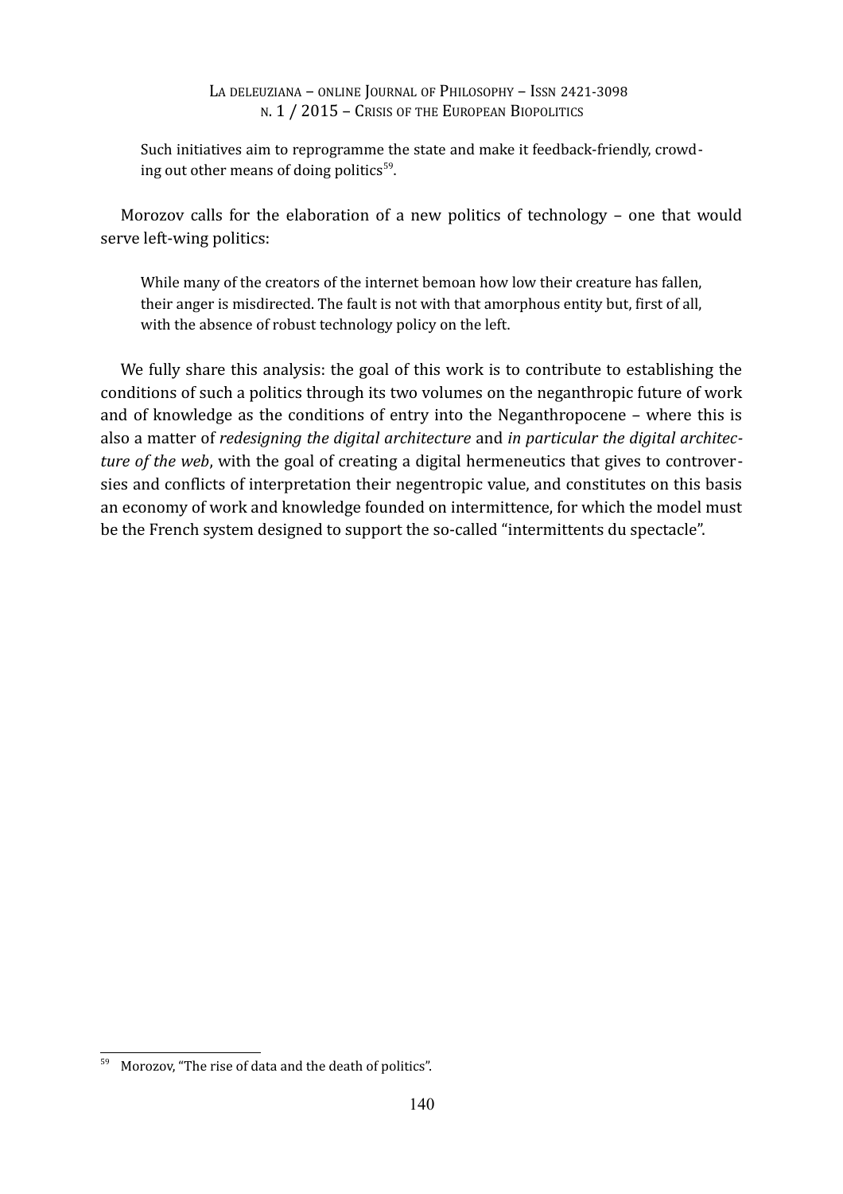> Such initiatives aim to reprogramme the state and make it feedback-friendly, crowding out other means of doing politics[59].

Morozov calls for the elaboration of a new politics of technology – one that would serve left-wing politics:

> While many of the creators of the internet bemoan how low their creature has fallen, their anger is misdirected. The fault is not with that amorphous entity but, first of all, with the absence of robust technology policy on the left.

We fully share this analysis: the goal of this work is to contribute to establishing the conditions of such a politics through its two volumes on the neganthropic future of work and of knowledge as the conditions of entry into the Neganthropocene – where this is also a matter of *redesigning the digital architecture* and *in particular the digital architecture of the web*, with the goal of creating a digital hermeneutics that gives to controversies and conflicts of interpretation their negentropic value, and constitutes on this basis an economy of work and knowledge founded on intermittence, for which the model must be the French system designed to support the so-called "intermittents du spectacle".

---

[59] Morozov, "The rise of data and the death of politics".